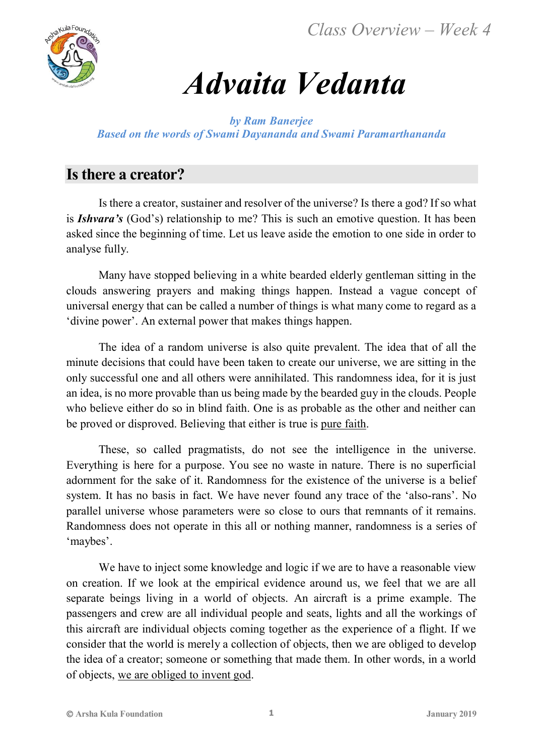# Advaita Vedanta

*by Ram Banerjee*
*Based on the words of Swami Dayananda and Swami Paramarthananda*

## Is there a creator?

Is there a creator, sustainer and resolver of the universe? Is there a god? If so what is ***Ishvara's*** (God's) relationship to me? This is such an emotive question. It has been asked since the beginning of time. Let us leave aside the emotion to one side in order to analyse fully.

Many have stopped believing in a white bearded elderly gentleman sitting in the clouds answering prayers and making things happen. Instead a vague concept of universal energy that can be called a number of things is what many come to regard as a 'divine power'. An external power that makes things happen.

The idea of a random universe is also quite prevalent. The idea that of all the minute decisions that could have been taken to create our universe, we are sitting in the only successful one and all others were annihilated. This randomness idea, for it is just an idea, is no more provable than us being made by the bearded guy in the clouds. People who believe either do so in blind faith. One is as probable as the other and neither can be proved or disproved. Believing that either is true is <u>pure faith</u>.

These, so called pragmatists, do not see the intelligence in the universe. Everything is here for a purpose. You see no waste in nature. There is no superficial adornment for the sake of it. Randomness for the existence of the universe is a belief system. It has no basis in fact. We have never found any trace of the 'also-rans'. No parallel universe whose parameters were so close to ours that remnants of it remains. Randomness does not operate in this all or nothing manner, randomness is a series of 'maybes'.

We have to inject some knowledge and logic if we are to have a reasonable view on creation. If we look at the empirical evidence around us, we feel that we are all separate beings living in a world of objects. An aircraft is a prime example. The passengers and crew are all individual people and seats, lights and all the workings of this aircraft are individual objects coming together as the experience of a flight. If we consider that the world is merely a collection of objects, then we are obliged to develop the idea of a creator; someone or something that made them. In other words, in a world of objects, <u>we are obliged to invent god</u>.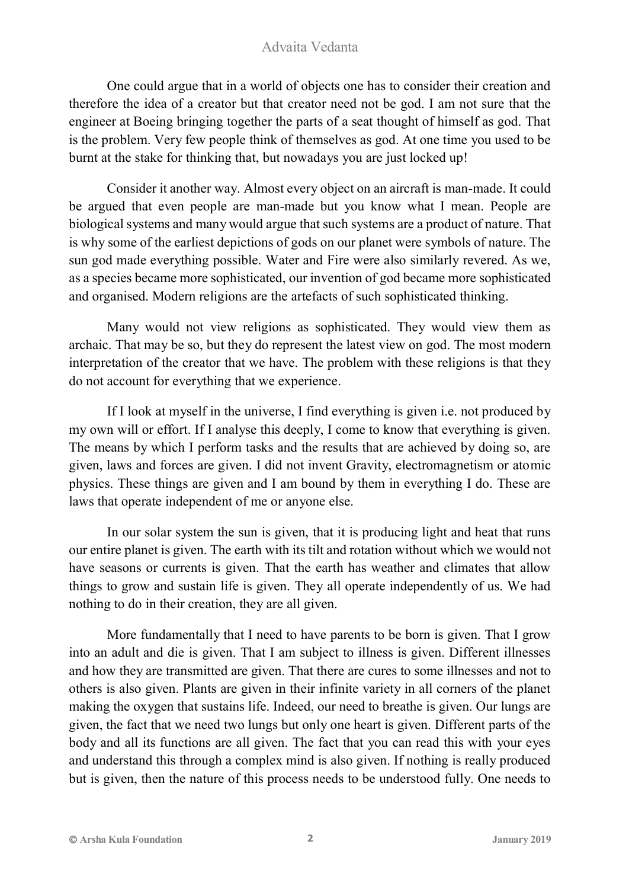One could argue that in a world of objects one has to consider their creation and therefore the idea of a creator but that creator need not be god. I am not sure that the engineer at Boeing bringing together the parts of a seat thought of himself as god. That is the problem. Very few people think of themselves as god. At one time you used to be burnt at the stake for thinking that, but nowadays you are just locked up!

Consider it another way. Almost every object on an aircraft is man-made. It could be argued that even people are man-made but you know what I mean. People are biological systems and many would argue that such systems are a product of nature. That is why some of the earliest depictions of gods on our planet were symbols of nature. The sun god made everything possible. Water and Fire were also similarly revered. As we, as a species became more sophisticated, our invention of god became more sophisticated and organised. Modern religions are the artefacts of such sophisticated thinking.

Many would not view religions as sophisticated. They would view them as archaic. That may be so, but they do represent the latest view on god. The most modern interpretation of the creator that we have. The problem with these religions is that they do not account for everything that we experience.

If I look at myself in the universe, I find everything is given i.e. not produced by my own will or effort. If I analyse this deeply, I come to know that everything is given. The means by which I perform tasks and the results that are achieved by doing so, are given, laws and forces are given. I did not invent Gravity, electromagnetism or atomic physics. These things are given and I am bound by them in everything I do. These are laws that operate independent of me or anyone else.

In our solar system the sun is given, that it is producing light and heat that runs our entire planet is given. The earth with its tilt and rotation without which we would not have seasons or currents is given. That the earth has weather and climates that allow things to grow and sustain life is given. They all operate independently of us. We had nothing to do in their creation, they are all given.

More fundamentally that I need to have parents to be born is given. That I grow into an adult and die is given. That I am subject to illness is given. Different illnesses and how they are transmitted are given. That there are cures to some illnesses and not to others is also given. Plants are given in their infinite variety in all corners of the planet making the oxygen that sustains life. Indeed, our need to breathe is given. Our lungs are given, the fact that we need two lungs but only one heart is given. Different parts of the body and all its functions are all given. The fact that you can read this with your eyes and understand this through a complex mind is also given. If nothing is really produced but is given, then the nature of this process needs to be understood fully. One needs to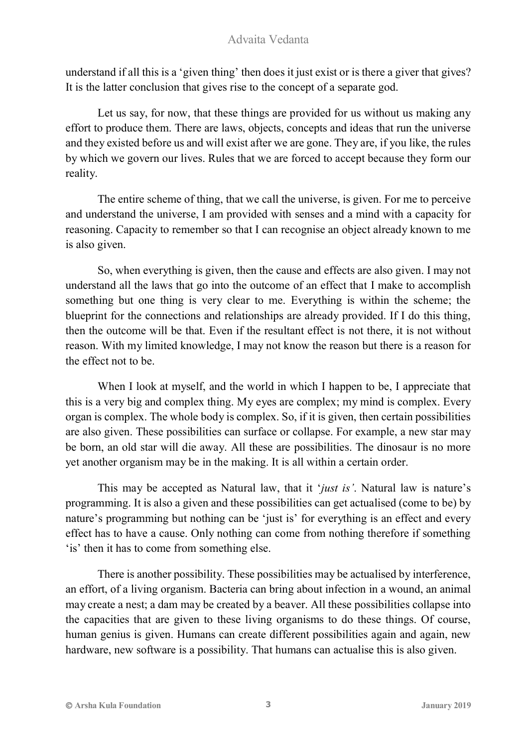understand if all this is a 'given thing' then does it just exist or is there a giver that gives? It is the latter conclusion that gives rise to the concept of a separate god.

Let us say, for now, that these things are provided for us without us making any effort to produce them. There are laws, objects, concepts and ideas that run the universe and they existed before us and will exist after we are gone. They are, if you like, the rules by which we govern our lives. Rules that we are forced to accept because they form our reality.

The entire scheme of thing, that we call the universe, is given. For me to perceive and understand the universe, I am provided with senses and a mind with a capacity for reasoning. Capacity to remember so that I can recognise an object already known to me is also given.

So, when everything is given, then the cause and effects are also given. I may not understand all the laws that go into the outcome of an effect that I make to accomplish something but one thing is very clear to me. Everything is within the scheme; the blueprint for the connections and relationships are already provided. If I do this thing, then the outcome will be that. Even if the resultant effect is not there, it is not without reason. With my limited knowledge, I may not know the reason but there is a reason for the effect not to be.

When I look at myself, and the world in which I happen to be, I appreciate that this is a very big and complex thing. My eyes are complex; my mind is complex. Every organ is complex. The whole body is complex. So, if it is given, then certain possibilities are also given. These possibilities can surface or collapse. For example, a new star may be born, an old star will die away. All these are possibilities. The dinosaur is no more yet another organism may be in the making. It is all within a certain order.

This may be accepted as Natural law, that it '*just is'*. Natural law is nature's programming. It is also a given and these possibilities can get actualised (come to be) by nature's programming but nothing can be 'just is' for everything is an effect and every effect has to have a cause. Only nothing can come from nothing therefore if something 'is' then it has to come from something else.

There is another possibility. These possibilities may be actualised by interference, an effort, of a living organism. Bacteria can bring about infection in a wound, an animal may create a nest; a dam may be created by a beaver. All these possibilities collapse into the capacities that are given to these living organisms to do these things. Of course, human genius is given. Humans can create different possibilities again and again, new hardware, new software is a possibility. That humans can actualise this is also given.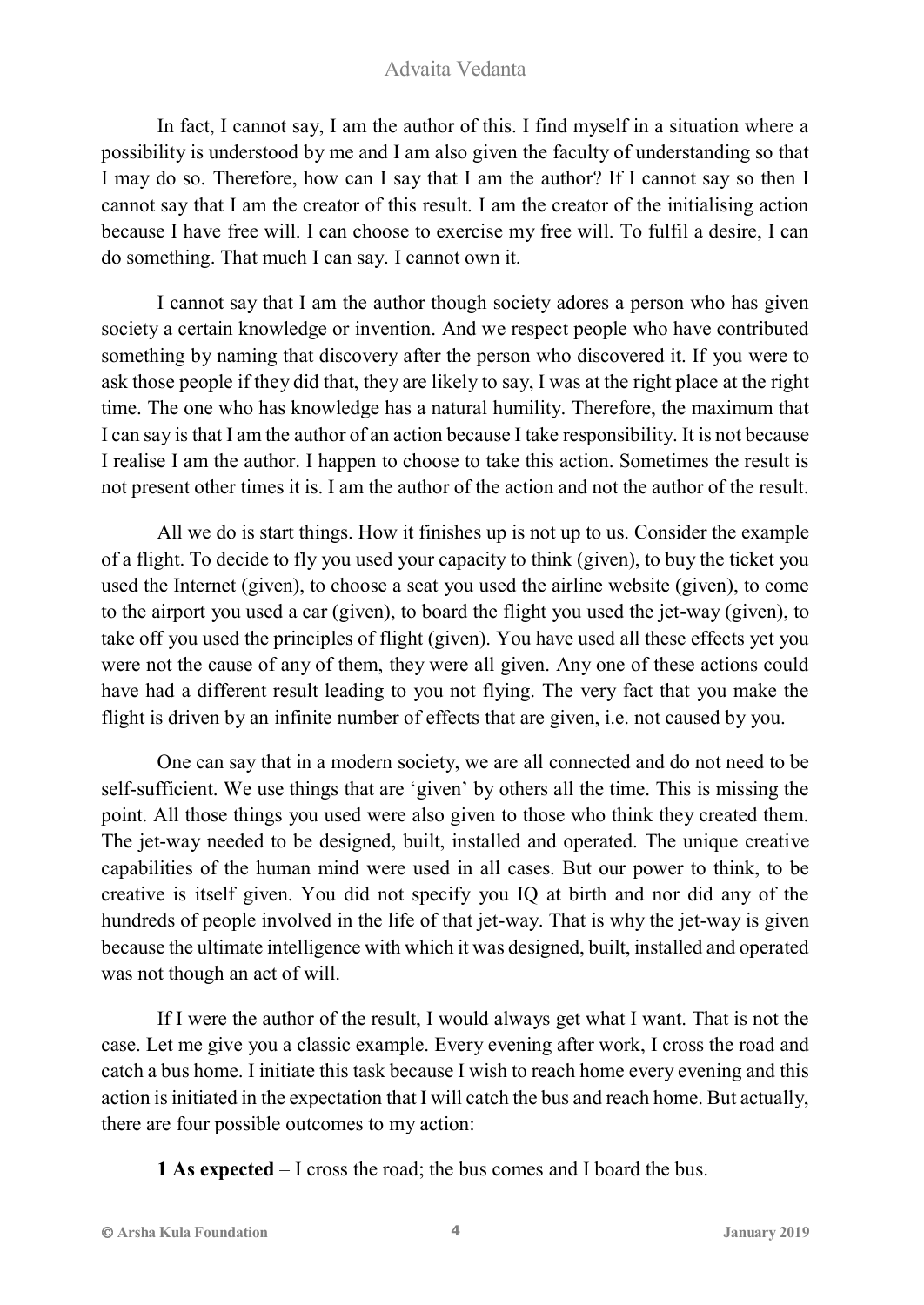In fact, I cannot say, I am the author of this. I find myself in a situation where a possibility is understood by me and I am also given the faculty of understanding so that I may do so. Therefore, how can I say that I am the author? If I cannot say so then I cannot say that I am the creator of this result. I am the creator of the initialising action because I have free will. I can choose to exercise my free will. To fulfil a desire, I can do something. That much I can say. I cannot own it.

I cannot say that I am the author though society adores a person who has given society a certain knowledge or invention. And we respect people who have contributed something by naming that discovery after the person who discovered it. If you were to ask those people if they did that, they are likely to say, I was at the right place at the right time. The one who has knowledge has a natural humility. Therefore, the maximum that I can say is that I am the author of an action because I take responsibility. It is not because I realise I am the author. I happen to choose to take this action. Sometimes the result is not present other times it is. I am the author of the action and not the author of the result.

All we do is start things. How it finishes up is not up to us. Consider the example of a flight. To decide to fly you used your capacity to think (given), to buy the ticket you used the Internet (given), to choose a seat you used the airline website (given), to come to the airport you used a car (given), to board the flight you used the jet-way (given), to take off you used the principles of flight (given). You have used all these effects yet you were not the cause of any of them, they were all given. Any one of these actions could have had a different result leading to you not flying. The very fact that you make the flight is driven by an infinite number of effects that are given, i.e. not caused by you.

One can say that in a modern society, we are all connected and do not need to be self-sufficient. We use things that are 'given' by others all the time. This is missing the point. All those things you used were also given to those who think they created them. The jet-way needed to be designed, built, installed and operated. The unique creative capabilities of the human mind were used in all cases. But our power to think, to be creative is itself given. You did not specify you IQ at birth and nor did any of the hundreds of people involved in the life of that jet-way. That is why the jet-way is given because the ultimate intelligence with which it was designed, built, installed and operated was not though an act of will.

If I were the author of the result, I would always get what I want. That is not the case. Let me give you a classic example. Every evening after work, I cross the road and catch a bus home. I initiate this task because I wish to reach home every evening and this action is initiated in the expectation that I will catch the bus and reach home. But actually, there are four possible outcomes to my action:

**1 As expected** – I cross the road; the bus comes and I board the bus.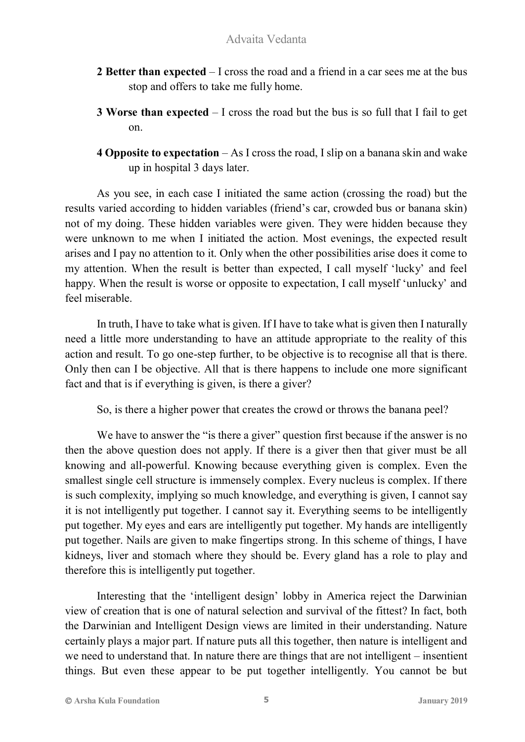**2 Better than expected** – I cross the road and a friend in a car sees me at the bus stop and offers to take me fully home.

**3 Worse than expected** – I cross the road but the bus is so full that I fail to get on.

**4 Opposite to expectation** – As I cross the road, I slip on a banana skin and wake up in hospital 3 days later.

As you see, in each case I initiated the same action (crossing the road) but the results varied according to hidden variables (friend's car, crowded bus or banana skin) not of my doing. These hidden variables were given. They were hidden because they were unknown to me when I initiated the action. Most evenings, the expected result arises and I pay no attention to it. Only when the other possibilities arise does it come to my attention. When the result is better than expected, I call myself 'lucky' and feel happy. When the result is worse or opposite to expectation, I call myself 'unlucky' and feel miserable.

In truth, I have to take what is given. If I have to take what is given then I naturally need a little more understanding to have an attitude appropriate to the reality of this action and result. To go one-step further, to be objective is to recognise all that is there. Only then can I be objective. All that is there happens to include one more significant fact and that is if everything is given, is there a giver?

So, is there a higher power that creates the crowd or throws the banana peel?

We have to answer the "is there a giver" question first because if the answer is no then the above question does not apply. If there is a giver then that giver must be all knowing and all-powerful. Knowing because everything given is complex. Even the smallest single cell structure is immensely complex. Every nucleus is complex. If there is such complexity, implying so much knowledge, and everything is given, I cannot say it is not intelligently put together. I cannot say it. Everything seems to be intelligently put together. My eyes and ears are intelligently put together. My hands are intelligently put together. Nails are given to make fingertips strong. In this scheme of things, I have kidneys, liver and stomach where they should be. Every gland has a role to play and therefore this is intelligently put together.

Interesting that the 'intelligent design' lobby in America reject the Darwinian view of creation that is one of natural selection and survival of the fittest? In fact, both the Darwinian and Intelligent Design views are limited in their understanding. Nature certainly plays a major part. If nature puts all this together, then nature is intelligent and we need to understand that. In nature there are things that are not intelligent – insentient things. But even these appear to be put together intelligently. You cannot be but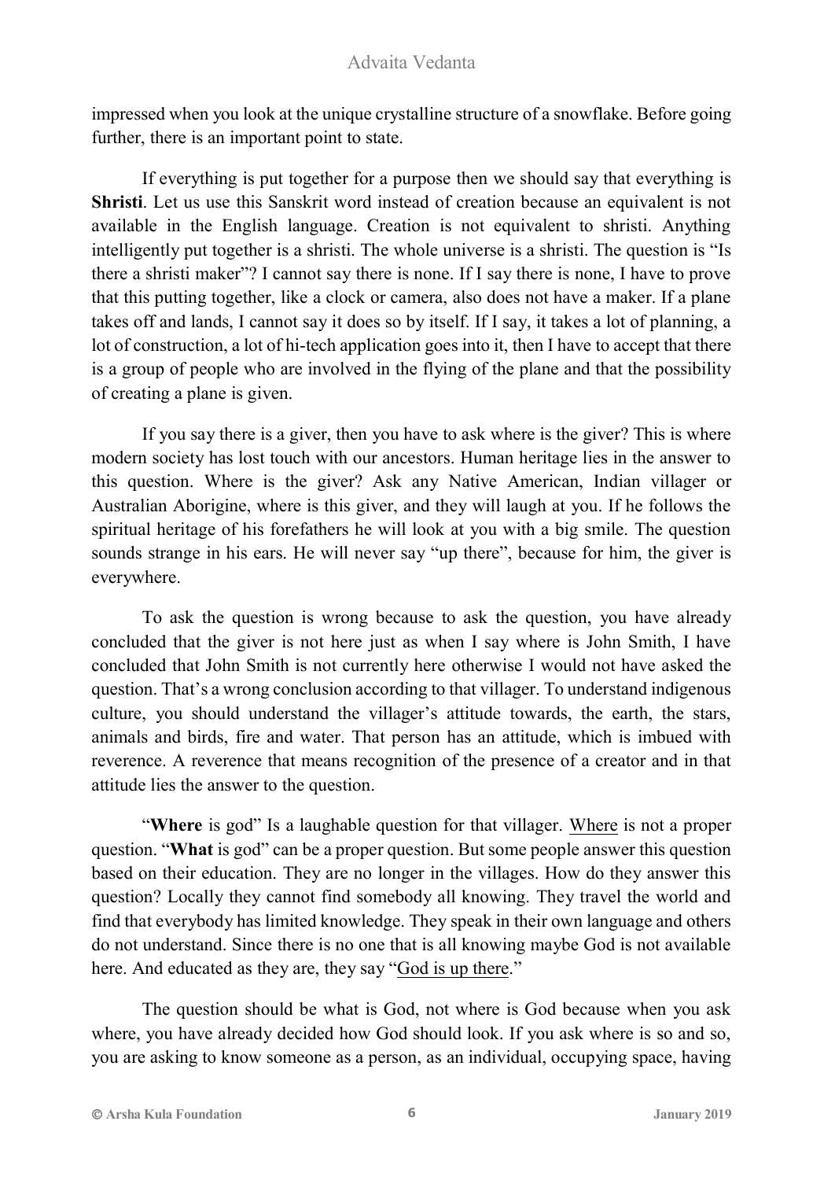impressed when you look at the unique crystalline structure of a snowflake. Before going further, there is an important point to state.

If everything is put together for a purpose then we should say that everything is **Shristi**. Let us use this Sanskrit word instead of creation because an equivalent is not available in the English language. Creation is not equivalent to shristi. Anything intelligently put together is a shristi. The whole universe is a shristi. The question is "Is there a shristi maker"? I cannot say there is none. If I say there is none, I have to prove that this putting together, like a clock or camera, also does not have a maker. If a plane takes off and lands, I cannot say it does so by itself. If I say, it takes a lot of planning, a lot of construction, a lot of hi-tech application goes into it, then I have to accept that there is a group of people who are involved in the flying of the plane and that the possibility of creating a plane is given.

If you say there is a giver, then you have to ask where is the giver? This is where modern society has lost touch with our ancestors. Human heritage lies in the answer to this question. Where is the giver? Ask any Native American, Indian villager or Australian Aborigine, where is this giver, and they will laugh at you. If he follows the spiritual heritage of his forefathers he will look at you with a big smile. The question sounds strange in his ears. He will never say "up there", because for him, the giver is everywhere.

To ask the question is wrong because to ask the question, you have already concluded that the giver is not here just as when I say where is John Smith, I have concluded that John Smith is not currently here otherwise I would not have asked the question. That's a wrong conclusion according to that villager. To understand indigenous culture, you should understand the villager's attitude towards, the earth, the stars, animals and birds, fire and water. That person has an attitude, which is imbued with reverence. A reverence that means recognition of the presence of a creator and in that attitude lies the answer to the question.

"**Where** is god" Is a laughable question for that villager. <u>Where</u> is not a proper question. "**What** is god" can be a proper question. But some people answer this question based on their education. They are no longer in the villages. How do they answer this question? Locally they cannot find somebody all knowing. They travel the world and find that everybody has limited knowledge. They speak in their own language and others do not understand. Since there is no one that is all knowing maybe God is not available here. And educated as they are, they say "<u>God is up there</u>."

The question should be what is God, not where is God because when you ask where, you have already decided how God should look. If you ask where is so and so, you are asking to know someone as a person, as an individual, occupying space, having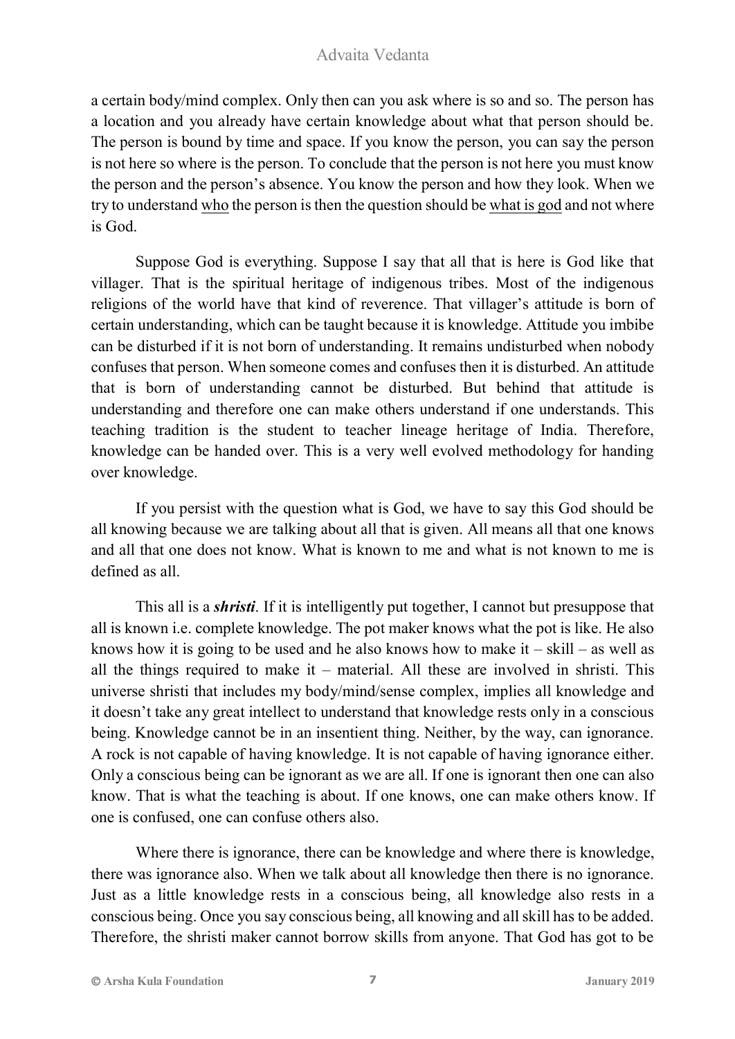a certain body/mind complex. Only then can you ask where is so and so. The person has a location and you already have certain knowledge about what that person should be. The person is bound by time and space. If you know the person, you can say the person is not here so where is the person. To conclude that the person is not here you must know the person and the person's absence. You know the person and how they look. When we try to understand <u>who</u> the person is then the question should be <u>what is god</u> and not where is God.

Suppose God is everything. Suppose I say that all that is here is God like that villager. That is the spiritual heritage of indigenous tribes. Most of the indigenous religions of the world have that kind of reverence. That villager's attitude is born of certain understanding, which can be taught because it is knowledge. Attitude you imbibe can be disturbed if it is not born of understanding. It remains undisturbed when nobody confuses that person. When someone comes and confuses then it is disturbed. An attitude that is born of understanding cannot be disturbed. But behind that attitude is understanding and therefore one can make others understand if one understands. This teaching tradition is the student to teacher lineage heritage of India. Therefore, knowledge can be handed over. This is a very well evolved methodology for handing over knowledge.

If you persist with the question what is God, we have to say this God should be all knowing because we are talking about all that is given. All means all that one knows and all that one does not know. What is known to me and what is not known to me is defined as all.

This all is a ***shristi***. If it is intelligently put together, I cannot but presuppose that all is known i.e. complete knowledge. The pot maker knows what the pot is like. He also knows how it is going to be used and he also knows how to make it – skill – as well as all the things required to make it – material. All these are involved in shristi. This universe shristi that includes my body/mind/sense complex, implies all knowledge and it doesn't take any great intellect to understand that knowledge rests only in a conscious being. Knowledge cannot be in an insentient thing. Neither, by the way, can ignorance. A rock is not capable of having knowledge. It is not capable of having ignorance either. Only a conscious being can be ignorant as we are all. If one is ignorant then one can also know. That is what the teaching is about. If one knows, one can make others know. If one is confused, one can confuse others also.

Where there is ignorance, there can be knowledge and where there is knowledge, there was ignorance also. When we talk about all knowledge then there is no ignorance. Just as a little knowledge rests in a conscious being, all knowledge also rests in a conscious being. Once you say conscious being, all knowing and all skill has to be added. Therefore, the shristi maker cannot borrow skills from anyone. That God has got to be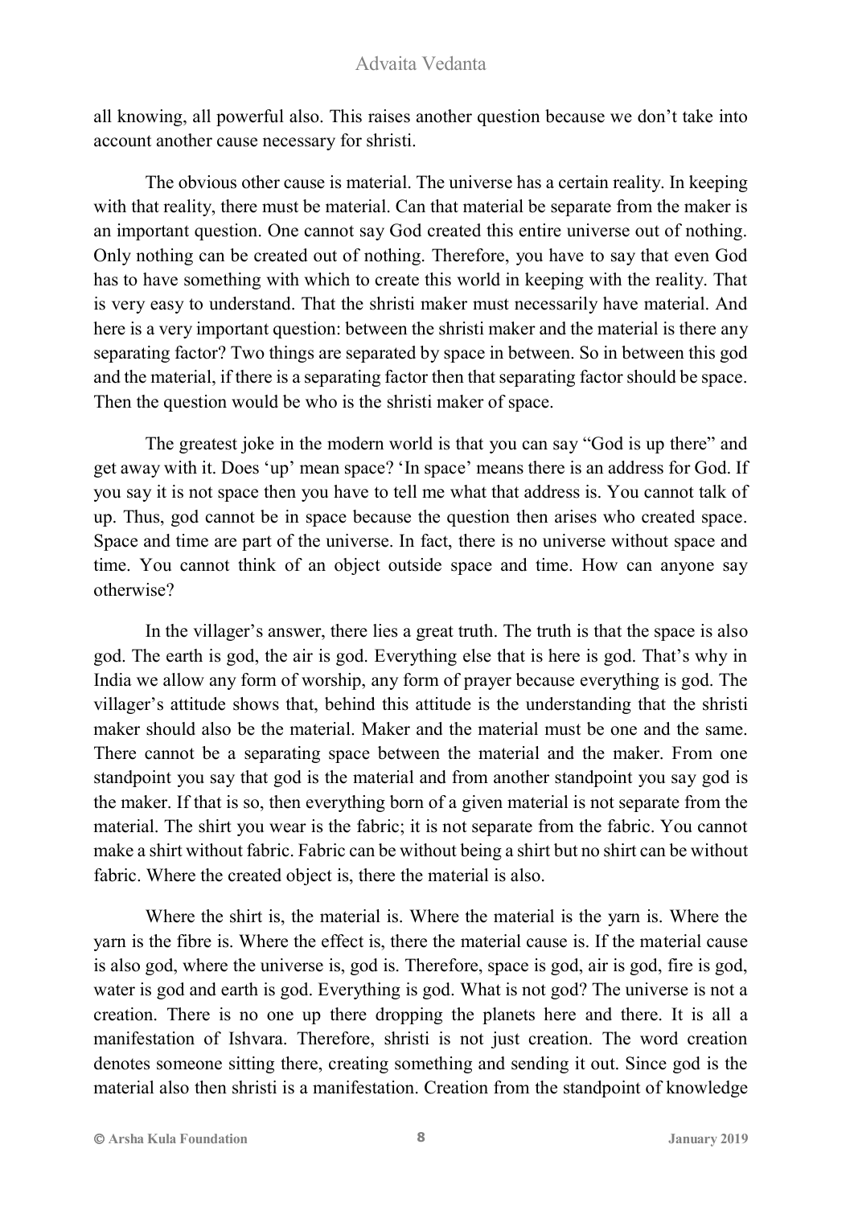all knowing, all powerful also. This raises another question because we don't take into account another cause necessary for shristi.

The obvious other cause is material. The universe has a certain reality. In keeping with that reality, there must be material. Can that material be separate from the maker is an important question. One cannot say God created this entire universe out of nothing. Only nothing can be created out of nothing. Therefore, you have to say that even God has to have something with which to create this world in keeping with the reality. That is very easy to understand. That the shristi maker must necessarily have material. And here is a very important question: between the shristi maker and the material is there any separating factor? Two things are separated by space in between. So in between this god and the material, if there is a separating factor then that separating factor should be space. Then the question would be who is the shristi maker of space.

The greatest joke in the modern world is that you can say "God is up there" and get away with it. Does 'up' mean space? 'In space' means there is an address for God. If you say it is not space then you have to tell me what that address is. You cannot talk of up. Thus, god cannot be in space because the question then arises who created space. Space and time are part of the universe. In fact, there is no universe without space and time. You cannot think of an object outside space and time. How can anyone say otherwise?

In the villager's answer, there lies a great truth. The truth is that the space is also god. The earth is god, the air is god. Everything else that is here is god. That's why in India we allow any form of worship, any form of prayer because everything is god. The villager's attitude shows that, behind this attitude is the understanding that the shristi maker should also be the material. Maker and the material must be one and the same. There cannot be a separating space between the material and the maker. From one standpoint you say that god is the material and from another standpoint you say god is the maker. If that is so, then everything born of a given material is not separate from the material. The shirt you wear is the fabric; it is not separate from the fabric. You cannot make a shirt without fabric. Fabric can be without being a shirt but no shirt can be without fabric. Where the created object is, there the material is also.

Where the shirt is, the material is. Where the material is the yarn is. Where the yarn is the fibre is. Where the effect is, there the material cause is. If the material cause is also god, where the universe is, god is. Therefore, space is god, air is god, fire is god, water is god and earth is god. Everything is god. What is not god? The universe is not a creation. There is no one up there dropping the planets here and there. It is all a manifestation of Ishvara. Therefore, shristi is not just creation. The word creation denotes someone sitting there, creating something and sending it out. Since god is the material also then shristi is a manifestation. Creation from the standpoint of knowledge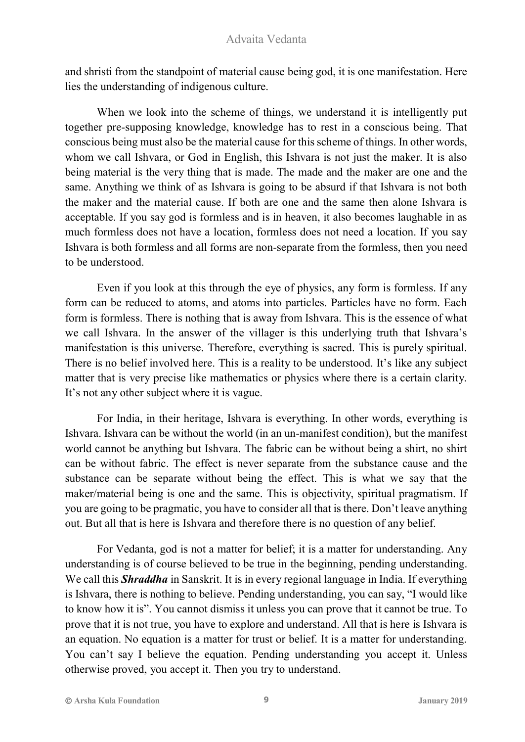and shristi from the standpoint of material cause being god, it is one manifestation. Here lies the understanding of indigenous culture.

When we look into the scheme of things, we understand it is intelligently put together pre-supposing knowledge, knowledge has to rest in a conscious being. That conscious being must also be the material cause for this scheme of things. In other words, whom we call Ishvara, or God in English, this Ishvara is not just the maker. It is also being material is the very thing that is made. The made and the maker are one and the same. Anything we think of as Ishvara is going to be absurd if that Ishvara is not both the maker and the material cause. If both are one and the same then alone Ishvara is acceptable. If you say god is formless and is in heaven, it also becomes laughable in as much formless does not have a location, formless does not need a location. If you say Ishvara is both formless and all forms are non-separate from the formless, then you need to be understood.

Even if you look at this through the eye of physics, any form is formless. If any form can be reduced to atoms, and atoms into particles. Particles have no form. Each form is formless. There is nothing that is away from Ishvara. This is the essence of what we call Ishvara. In the answer of the villager is this underlying truth that Ishvara's manifestation is this universe. Therefore, everything is sacred. This is purely spiritual. There is no belief involved here. This is a reality to be understood. It's like any subject matter that is very precise like mathematics or physics where there is a certain clarity. It's not any other subject where it is vague.

For India, in their heritage, Ishvara is everything. In other words, everything is Ishvara. Ishvara can be without the world (in an un-manifest condition), but the manifest world cannot be anything but Ishvara. The fabric can be without being a shirt, no shirt can be without fabric. The effect is never separate from the substance cause and the substance can be separate without being the effect. This is what we say that the maker/material being is one and the same. This is objectivity, spiritual pragmatism. If you are going to be pragmatic, you have to consider all that is there. Don't leave anything out. But all that is here is Ishvara and therefore there is no question of any belief.

For Vedanta, god is not a matter for belief; it is a matter for understanding. Any understanding is of course believed to be true in the beginning, pending understanding. We call this ***Shraddha*** in Sanskrit. It is in every regional language in India. If everything is Ishvara, there is nothing to believe. Pending understanding, you can say, "I would like to know how it is". You cannot dismiss it unless you can prove that it cannot be true. To prove that it is not true, you have to explore and understand. All that is here is Ishvara is an equation. No equation is a matter for trust or belief. It is a matter for understanding. You can't say I believe the equation. Pending understanding you accept it. Unless otherwise proved, you accept it. Then you try to understand.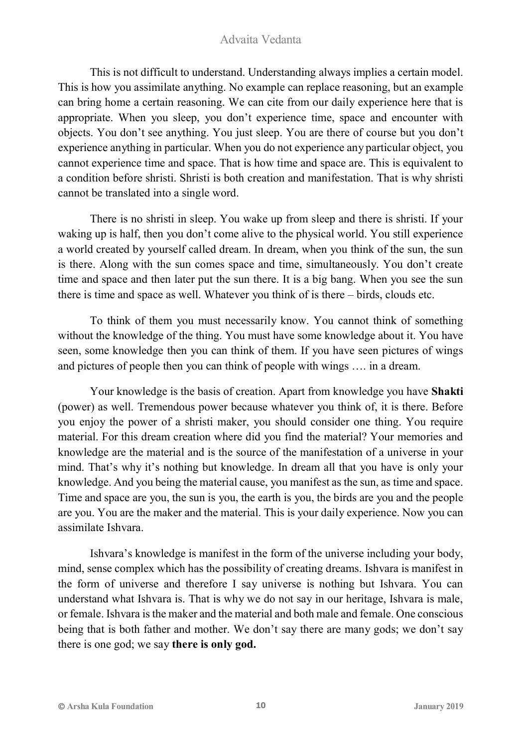This is not difficult to understand. Understanding always implies a certain model. This is how you assimilate anything. No example can replace reasoning, but an example can bring home a certain reasoning. We can cite from our daily experience here that is appropriate. When you sleep, you don't experience time, space and encounter with objects. You don't see anything. You just sleep. You are there of course but you don't experience anything in particular. When you do not experience any particular object, you cannot experience time and space. That is how time and space are. This is equivalent to a condition before shristi. Shristi is both creation and manifestation. That is why shristi cannot be translated into a single word.

There is no shristi in sleep. You wake up from sleep and there is shristi. If your waking up is half, then you don't come alive to the physical world. You still experience a world created by yourself called dream. In dream, when you think of the sun, the sun is there. Along with the sun comes space and time, simultaneously. You don't create time and space and then later put the sun there. It is a big bang. When you see the sun there is time and space as well. Whatever you think of is there – birds, clouds etc.

To think of them you must necessarily know. You cannot think of something without the knowledge of the thing. You must have some knowledge about it. You have seen, some knowledge then you can think of them. If you have seen pictures of wings and pictures of people then you can think of people with wings …. in a dream.

Your knowledge is the basis of creation. Apart from knowledge you have **Shakti** (power) as well. Tremendous power because whatever you think of, it is there. Before you enjoy the power of a shristi maker, you should consider one thing. You require material. For this dream creation where did you find the material? Your memories and knowledge are the material and is the source of the manifestation of a universe in your mind. That's why it's nothing but knowledge. In dream all that you have is only your knowledge. And you being the material cause, you manifest as the sun, as time and space. Time and space are you, the sun is you, the earth is you, the birds are you and the people are you. You are the maker and the material. This is your daily experience. Now you can assimilate Ishvara.

Ishvara's knowledge is manifest in the form of the universe including your body, mind, sense complex which has the possibility of creating dreams. Ishvara is manifest in the form of universe and therefore I say universe is nothing but Ishvara. You can understand what Ishvara is. That is why we do not say in our heritage, Ishvara is male, or female. Ishvara is the maker and the material and both male and female. One conscious being that is both father and mother. We don't say there are many gods; we don't say there is one god; we say **there is only god.**